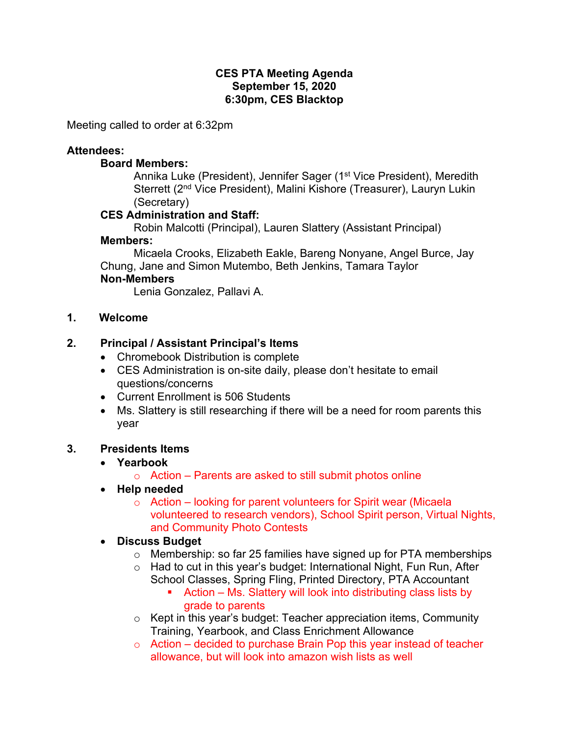**CES PTA Meeting Agenda**
**September 15, 2020**
**6:30pm, CES Blacktop**

Meeting called to order at 6:32pm

**Attendees:**

**Board Members:**

Annika Luke (President), Jennifer Sager (1st Vice President), Meredith Sterrett (2nd Vice President), Malini Kishore (Treasurer), Lauryn Lukin (Secretary)

**CES Administration and Staff:**

Robin Malcotti (Principal), Lauren Slattery (Assistant Principal)

**Members:**

Micaela Crooks, Elizabeth Eakle, Bareng Nonyane, Angel Burce, Jay Chung, Jane and Simon Mutembo, Beth Jenkins, Tamara Taylor

**Non-Members**

Lenia Gonzalez, Pallavi A.

1. **Welcome**

2. **Principal / Assistant Principal's Items**
   - Chromebook Distribution is complete
   - CES Administration is on-site daily, please don't hesitate to email questions/concerns
   - Current Enrollment is 506 Students
   - Ms. Slattery is still researching if there will be a need for room parents this year

3. **Presidents Items**
   - **Yearbook**
     - Action – Parents are asked to still submit photos online
   - **Help needed**
     - Action – looking for parent volunteers for Spirit wear (Micaela volunteered to research vendors), School Spirit person, Virtual Nights, and Community Photo Contests
   - **Discuss Budget**
     - Membership: so far 25 families have signed up for PTA memberships
     - Had to cut in this year's budget: International Night, Fun Run, After School Classes, Spring Fling, Printed Directory, PTA Accountant
       - Action – Ms. Slattery will look into distributing class lists by grade to parents
     - Kept in this year's budget: Teacher appreciation items, Community Training, Yearbook, and Class Enrichment Allowance
     - Action – decided to purchase Brain Pop this year instead of teacher allowance, but will look into amazon wish lists as well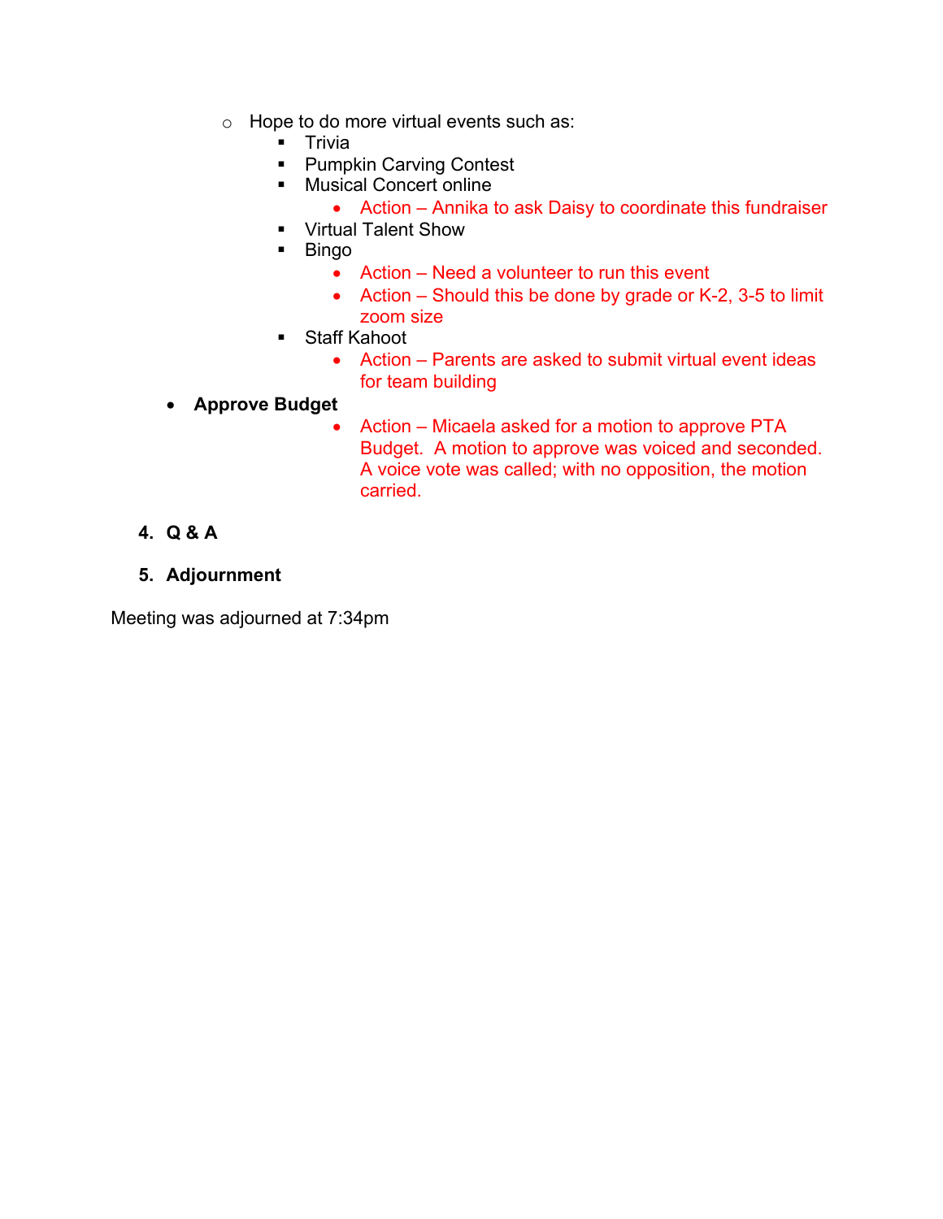- Hope to do more virtual events such as:
    - Trivia
    - Pumpkin Carving Contest
    - Musical Concert online
      - Action – Annika to ask Daisy to coordinate this fundraiser
    - Virtual Talent Show
    - Bingo
      - Action – Need a volunteer to run this event
      - Action – Should this be done by grade or K-2, 3-5 to limit zoom size
    - Staff Kahoot
      - Action – Parents are asked to submit virtual event ideas for team building
- **Approve Budget**
  - Action – Micaela asked for a motion to approve PTA Budget. A motion to approve was voiced and seconded. A voice vote was called; with no opposition, the motion carried.

4. **Q & A**

5. **Adjournment**

Meeting was adjourned at 7:34pm